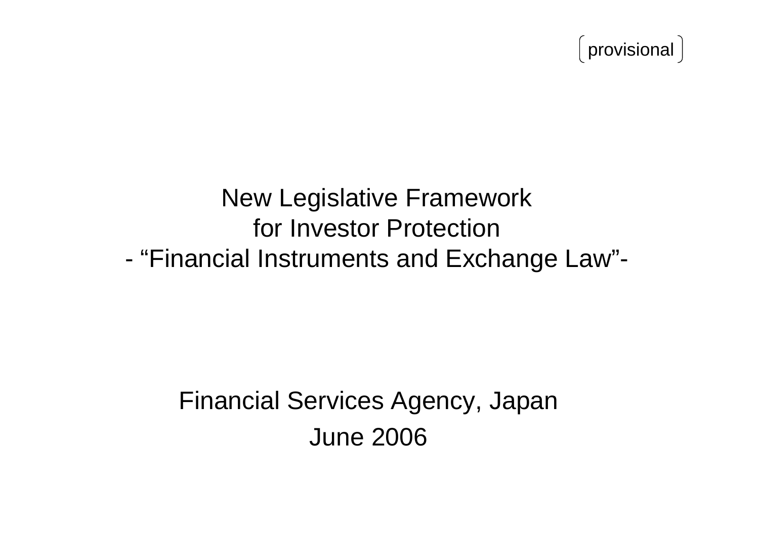(provisional)

# New Legislative Framework for Investor Protection - "Financial Instruments and Exchange Law"-

Financial Services Agency, Japan

June 2006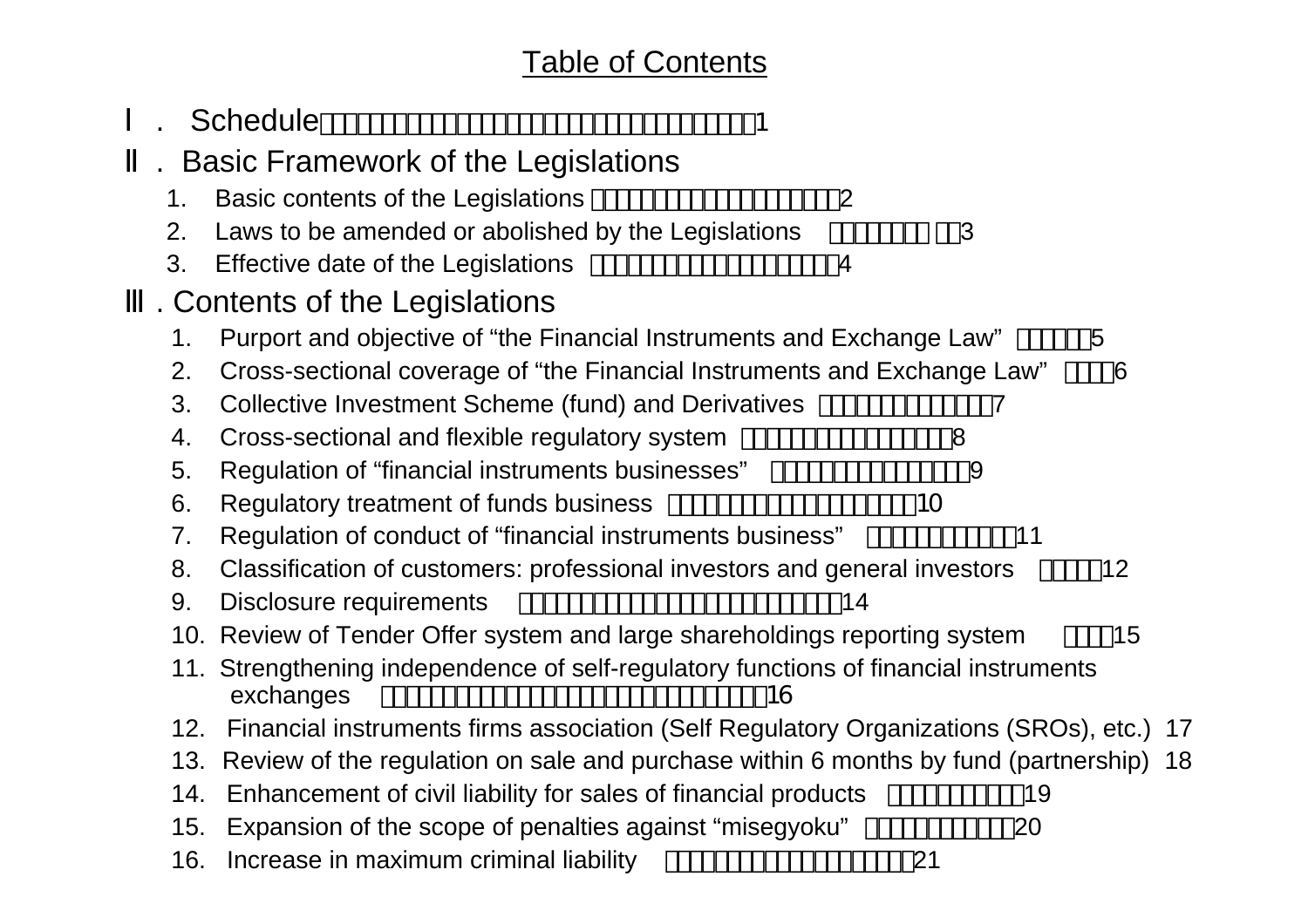# Table of Contents

## Ⅰ. Schedule 1

## Ⅱ. Basic Framework of the Legislations

1. Basic contents of the Legislations 2
2. Laws to be amended or abolished by the Legislations 3
3. Effective date of the Legislations 4

## Ⅲ. Contents of the Legislations

1. Purport and objective of "the Financial Instruments and Exchange Law" 5
2. Cross-sectional coverage of "the Financial Instruments and Exchange Law" 6
3. Collective Investment Scheme (fund) and Derivatives 7
4. Cross-sectional and flexible regulatory system 8
5. Regulation of "financial instruments businesses" 9
6. Regulatory treatment of funds business 10
7. Regulation of conduct of "financial instruments business" 11
8. Classification of customers: professional investors and general investors 12
9. Disclosure requirements 14
10. Review of Tender Offer system and large shareholdings reporting system 15
11. Strengthening independence of self-regulatory functions of financial instruments exchanges 16
12. Financial instruments firms association (Self Regulatory Organizations (SROs), etc.) 17
13. Review of the regulation on sale and purchase within 6 months by fund (partnership) 18
14. Enhancement of civil liability for sales of financial products 19
15. Expansion of the scope of penalties against "misegyoku" 20
16. Increase in maximum criminal liability 21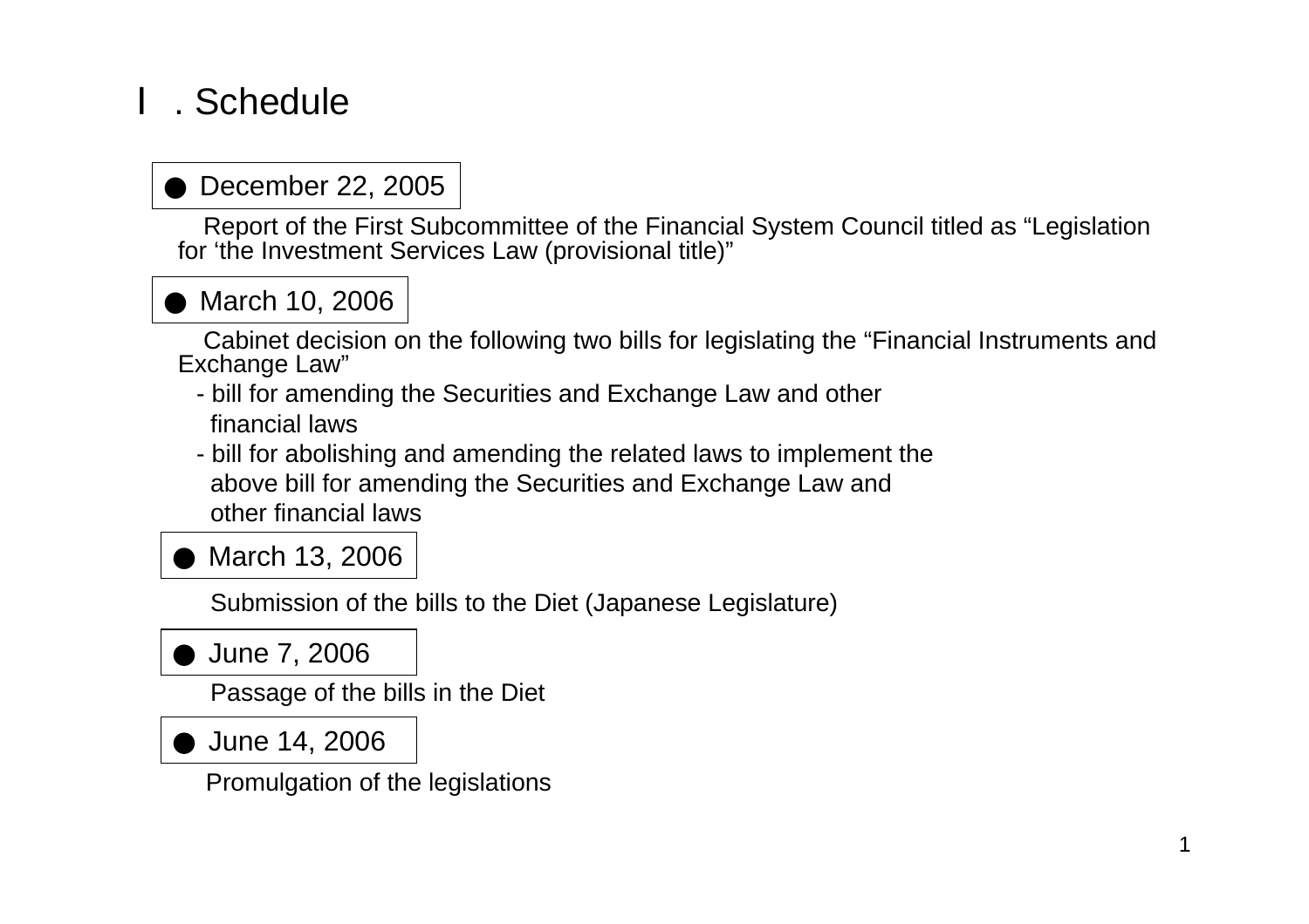# Ⅰ. Schedule

**● December 22, 2005**

Report of the First Subcommittee of the Financial System Council titled as "Legislation for 'the Investment Services Law (provisional title)"

**● March 10, 2006**

Cabinet decision on the following two bills for legislating the "Financial Instruments and Exchange Law"

- bill for amending the Securities and Exchange Law and other financial laws
- bill for abolishing and amending the related laws to implement the above bill for amending the Securities and Exchange Law and other financial laws

**● March 13, 2006**

Submission of the bills to the Diet (Japanese Legislature)

**● June 7, 2006**

Passage of the bills in the Diet

**● June 14, 2006**

Promulgation of the legislations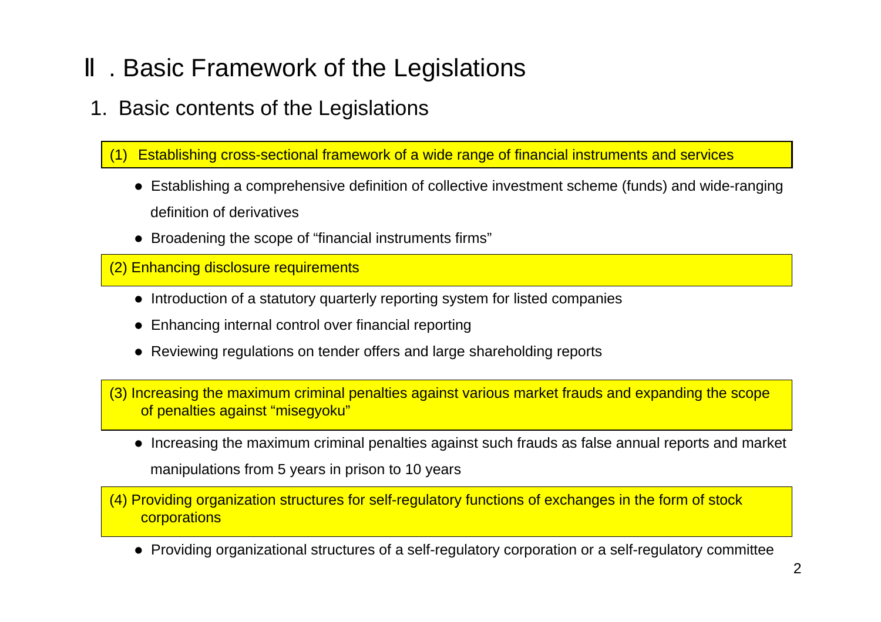# Ⅱ . Basic Framework of the Legislations

## 1. Basic contents of the Legislations

### (1) Establishing cross-sectional framework of a wide range of financial instruments and services

- Establishing a comprehensive definition of collective investment scheme (funds) and wide-ranging definition of derivatives
- Broadening the scope of "financial instruments firms"

### (2) Enhancing disclosure requirements

- Introduction of a statutory quarterly reporting system for listed companies
- Enhancing internal control over financial reporting
- Reviewing regulations on tender offers and large shareholding reports

### (3) Increasing the maximum criminal penalties against various market frauds and expanding the scope of penalties against "misegyoku"

- Increasing the maximum criminal penalties against such frauds as false annual reports and market manipulations from 5 years in prison to 10 years

### (4) Providing organization structures for self-regulatory functions of exchanges in the form of stock corporations

- Providing organizational structures of a self-regulatory corporation or a self-regulatory committee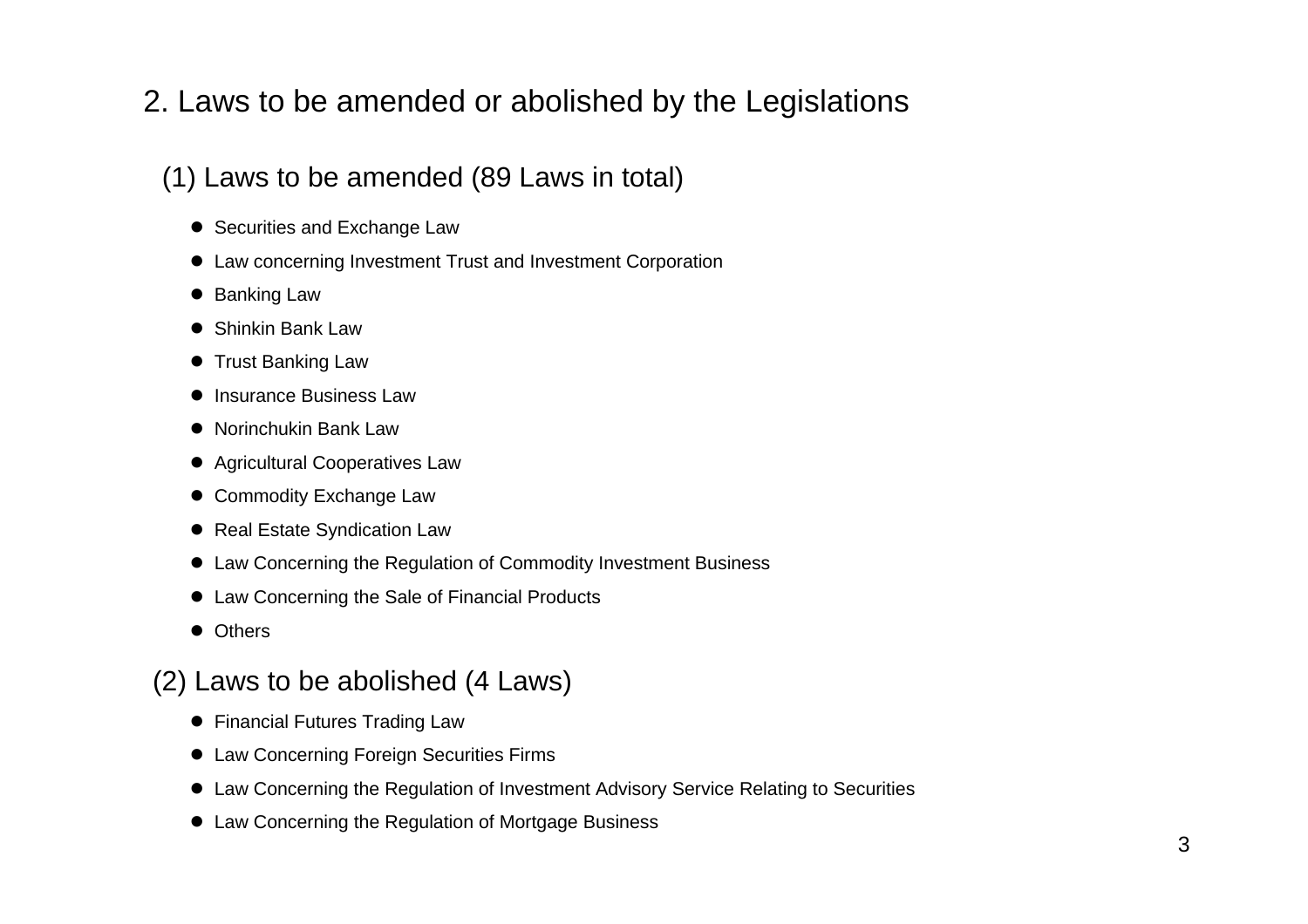## 2. Laws to be amended or abolished by the Legislations

### (1) Laws to be amended (89 Laws in total)

- Securities and Exchange Law
- Law concerning Investment Trust and Investment Corporation
- Banking Law
- Shinkin Bank Law
- Trust Banking Law
- Insurance Business Law
- Norinchukin Bank Law
- Agricultural Cooperatives Law
- Commodity Exchange Law
- Real Estate Syndication Law
- Law Concerning the Regulation of Commodity Investment Business
- Law Concerning the Sale of Financial Products
- Others

### (2) Laws to be abolished (4 Laws)

- Financial Futures Trading Law
- Law Concerning Foreign Securities Firms
- Law Concerning the Regulation of Investment Advisory Service Relating to Securities
- Law Concerning the Regulation of Mortgage Business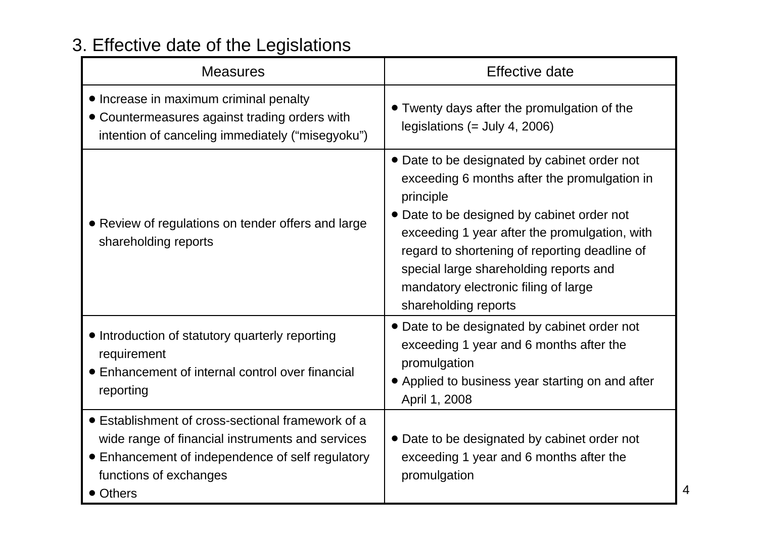## 3. Effective date of the Legislations

| Measures | Effective date |
|---|---|
| • Increase in maximum criminal penalty<br>• Countermeasures against trading orders with intention of canceling immediately (“misegyoku”) | • Twenty days after the promulgation of the legislations (= July 4, 2006) |
| • Review of regulations on tender offers and large shareholding reports | • Date to be designated by cabinet order not exceeding 6 months after the promulgation in principle<br>• Date to be designed by cabinet order not exceeding 1 year after the promulgation, with regard to shortening of reporting deadline of special large shareholding reports and mandatory electronic filing of large shareholding reports |
| • Introduction of statutory quarterly reporting requirement<br>• Enhancement of internal control over financial reporting | • Date to be designated by cabinet order not exceeding 1 year and 6 months after the promulgation<br>• Applied to business year starting on and after April 1, 2008 |
| • Establishment of cross-sectional framework of a wide range of financial instruments and services<br>• Enhancement of independence of self regulatory functions of exchanges<br>• Others | • Date to be designated by cabinet order not exceeding 1 year and 6 months after the promulgation |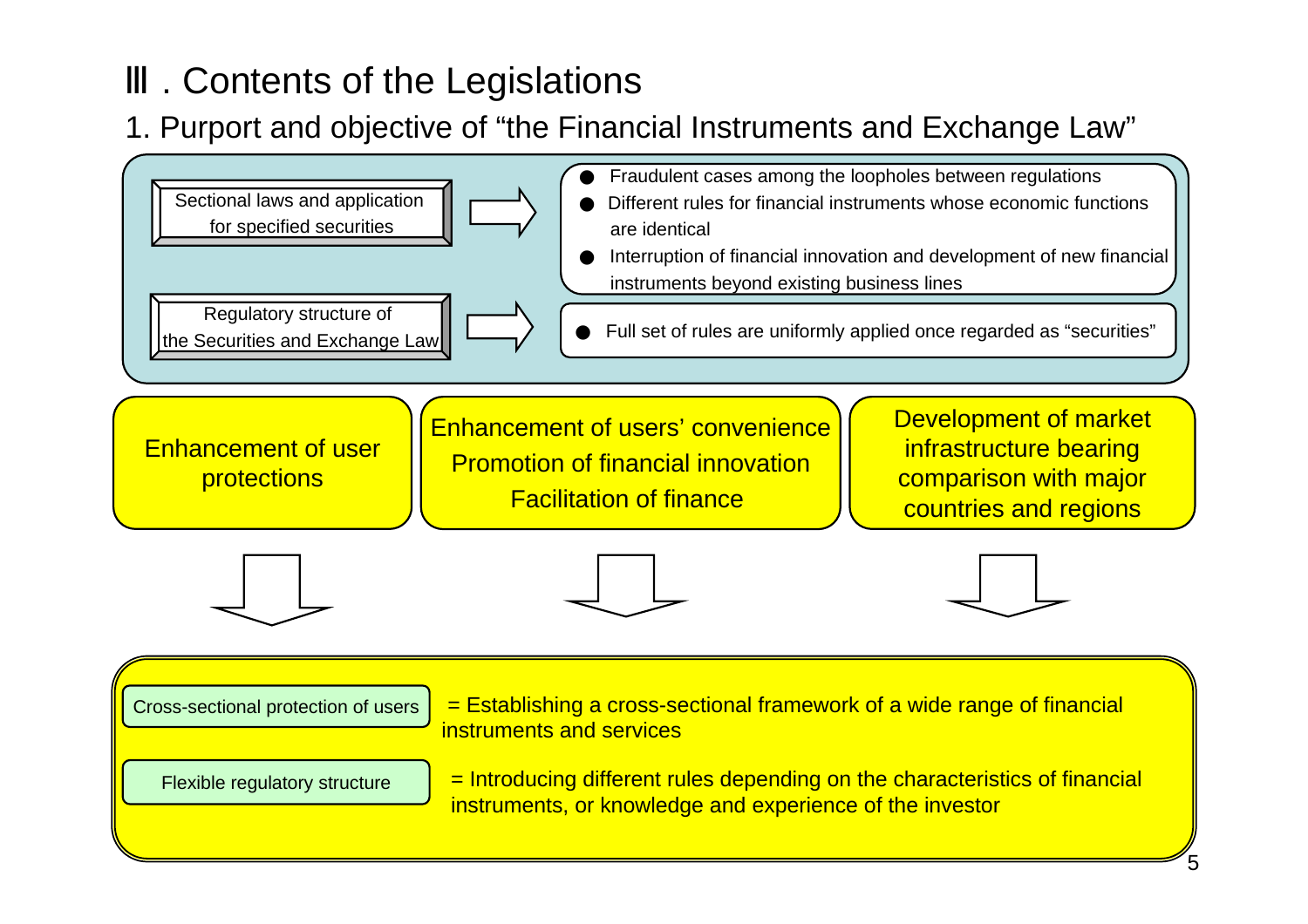# Ⅲ. Contents of the Legislations

## 1. Purport and objective of "the Financial Instruments and Exchange Law"

**Sectional laws and application for specified securities** ⇒

- Fraudulent cases among the loopholes between regulations
- Different rules for financial instruments whose economic functions are identical
- Interruption of financial innovation and development of new financial instruments beyond existing business lines

**Regulatory structure of the Securities and Exchange Law** ⇒

- Full set of rules are uniformly applied once regarded as "securities"

| Enhancement of user protections | Enhancement of users' convenience<br>Promotion of financial innovation<br>Facilitation of finance | Development of market infrastructure bearing comparison with major countries and regions |
| --- | --- | --- |

⇓

- **Cross-sectional protection of users** = Establishing a cross-sectional framework of a wide range of financial instruments and services
- **Flexible regulatory structure** = Introducing different rules depending on the characteristics of financial instruments, or knowledge and experience of the investor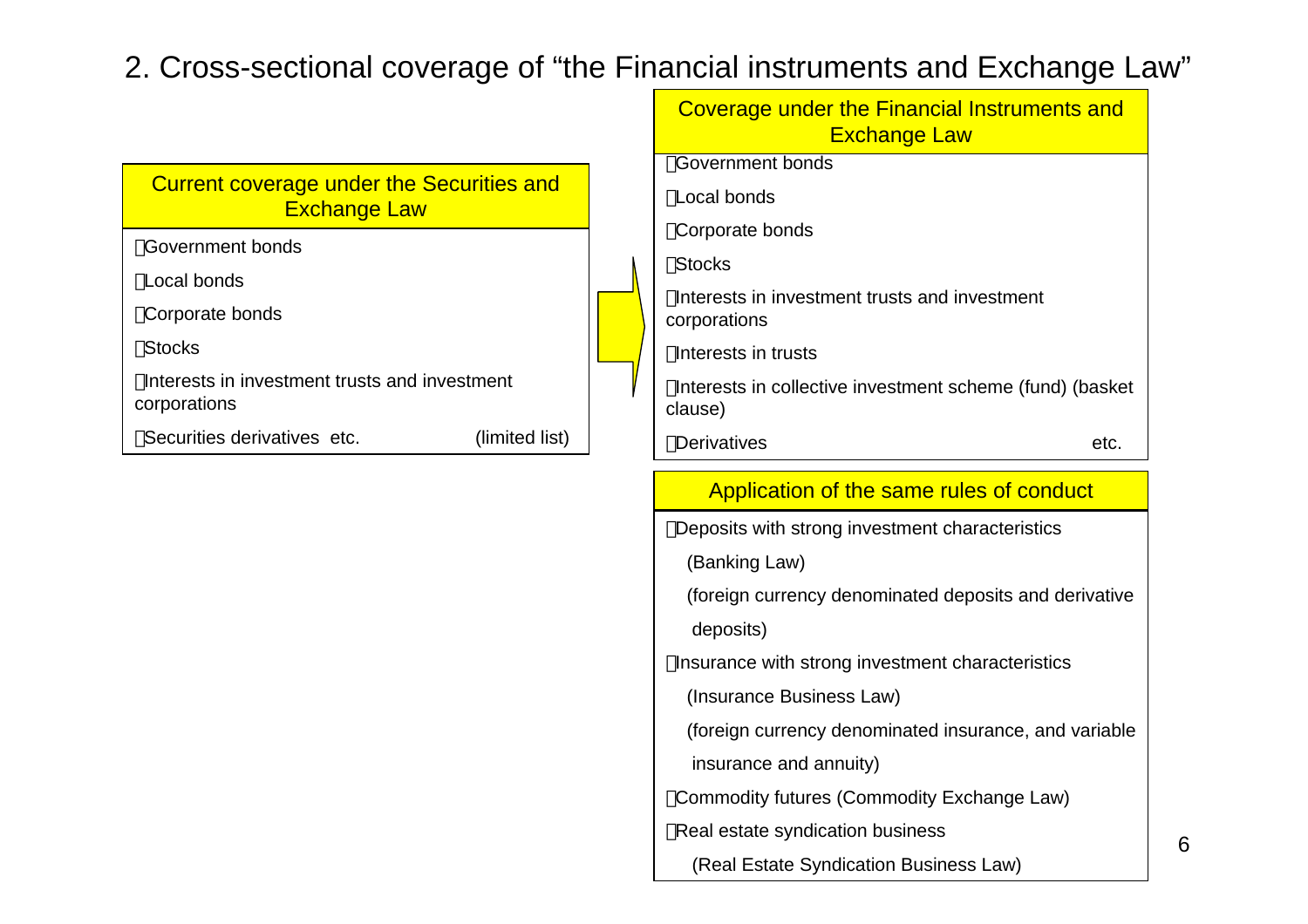## 2. Cross-sectional coverage of "the Financial instruments and Exchange Law"

### Current coverage under the Securities and Exchange Law

- Government bonds
- Local bonds
- Corporate bonds
- Stocks
- Interests in investment trusts and investment corporations
- Securities derivatives etc. (limited list)

→

### Coverage under the Financial Instruments and Exchange Law

- Government bonds
- Local bonds
- Corporate bonds
- Stocks
- Interests in investment trusts and investment corporations
- Interests in trusts
- Interests in collective investment scheme (fund) (basket clause)
- Derivatives etc.

### Application of the same rules of conduct

- Deposits with strong investment characteristics
  (Banking Law)
  (foreign currency denominated deposits and derivative deposits)
- Insurance with strong investment characteristics
  (Insurance Business Law)
  (foreign currency denominated insurance, and variable insurance and annuity)
- Commodity futures (Commodity Exchange Law)
- Real estate syndication business
  (Real Estate Syndication Business Law)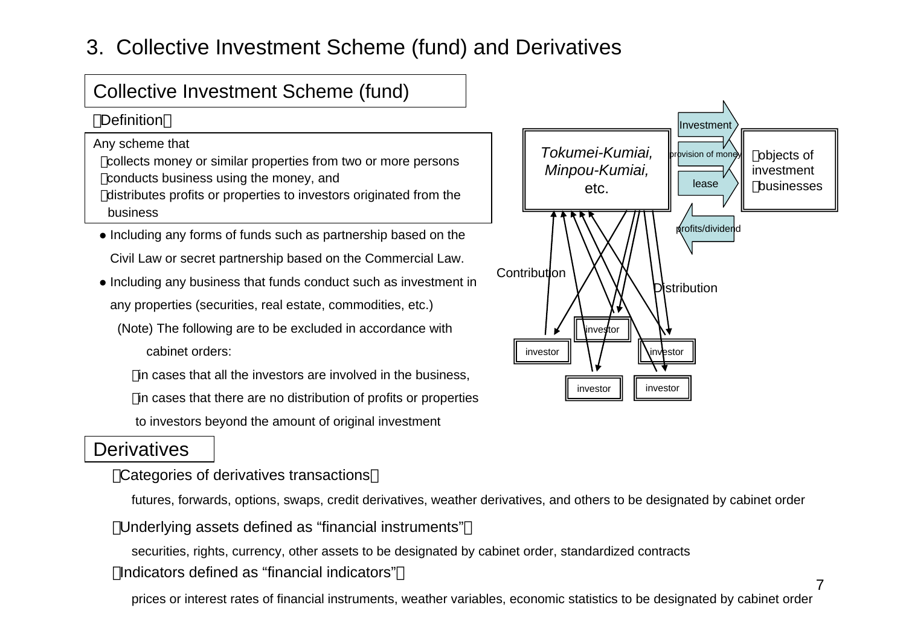# 3. Collective Investment Scheme (fund) and Derivatives

## Collective Investment Scheme (fund)

【Definition】

Any scheme that
- ・collects money or similar properties from two or more persons
- ・conducts business using the money, and
- ・distributes profits or properties to investors originated from the business

- ● Including any forms of funds such as partnership based on the Civil Law or secret partnership based on the Commercial Law.
- ● Including any business that funds conduct such as investment in any properties (securities, real estate, commodities, etc.)

(Note) The following are to be excluded in accordance with cabinet orders:

- ・in cases that all the investors are involved in the business,
- ・in cases that there are no distribution of profits or properties to investors beyond the amount of original investment

*Tokumei-Kumiai, Minpou-Kumiai,* etc.

Investment / provision of money / lease → ・objects of investment ・businesses

profits/dividend

Contribution / Distribution

investor / investor / investor / investor / investor

## Derivatives

【Categories of derivatives transactions】

futures, forwards, options, swaps, credit derivatives, weather derivatives, and others to be designated by cabinet order

【Underlying assets defined as "financial instruments"】

securities, rights, currency, other assets to be designated by cabinet order, standardized contracts

【Indicators defined as "financial indicators"】

prices or interest rates of financial instruments, weather variables, economic statistics to be designated by cabinet order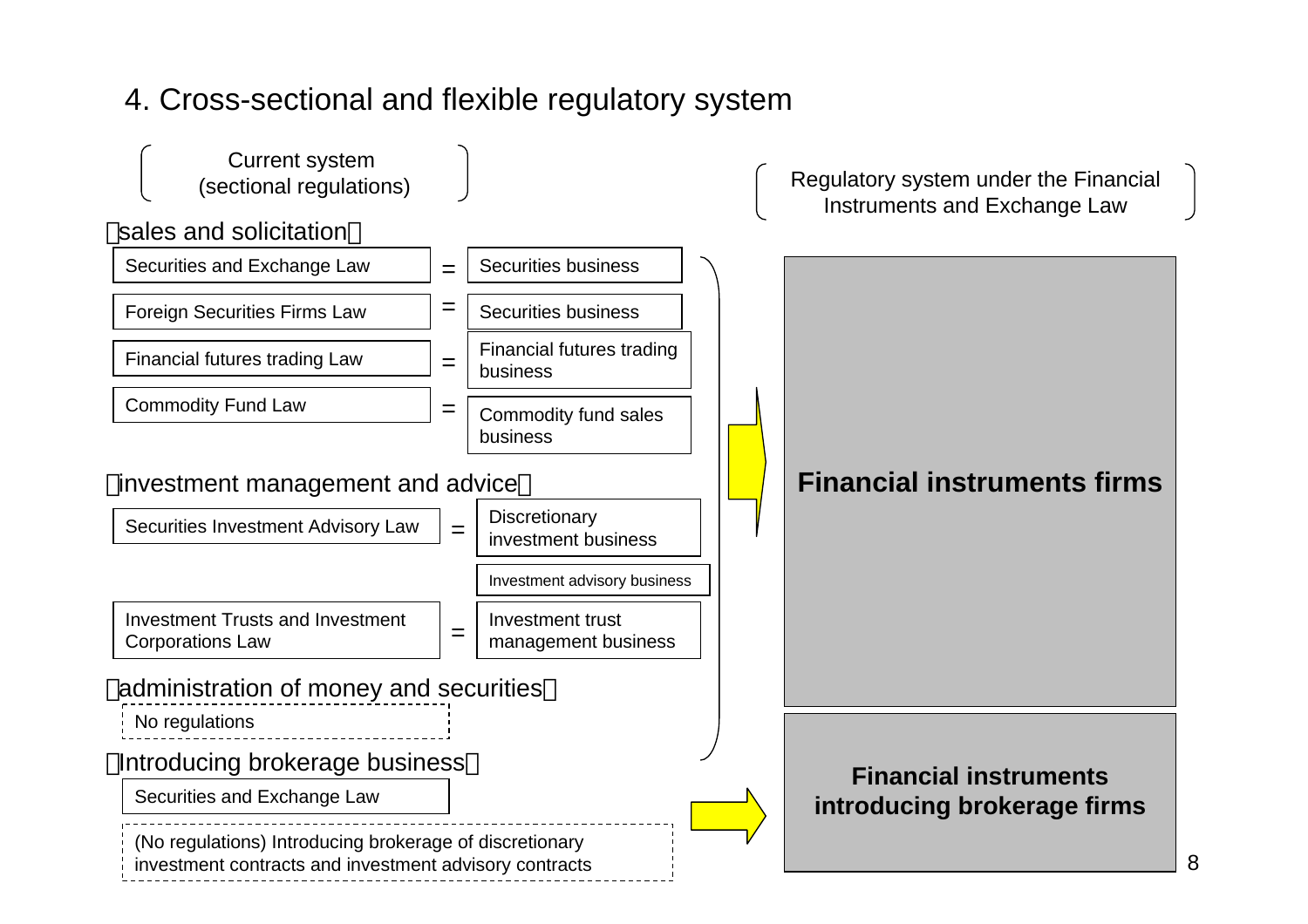# 4. Cross-sectional and flexible regulatory system

**Current system (sectional regulations)** → **Regulatory system under the Financial Instruments and Exchange Law**

【sales and solicitation】

| Current law | | Business |
|---|---|---|
| Securities and Exchange Law | = | Securities business |
| Foreign Securities Firms Law | = | Securities business |
| Financial futures trading Law | = | Financial futures trading business |
| Commodity Fund Law | = | Commodity fund sales business |

【investment management and advice】

| Current law | | Business |
|---|---|---|
| Securities Investment Advisory Law | = | Discretionary investment business |
| | | Investment advisory business |
| Investment Trusts and Investment Corporations Law | = | Investment trust management business |

【administration of money and securities】

- No regulations

→ **Financial instruments firms**

【Introducing brokerage business】

- Securities and Exchange Law
- (No regulations) Introducing brokerage of discretionary investment contracts and investment advisory contracts

→ **Financial instruments introducing brokerage firms**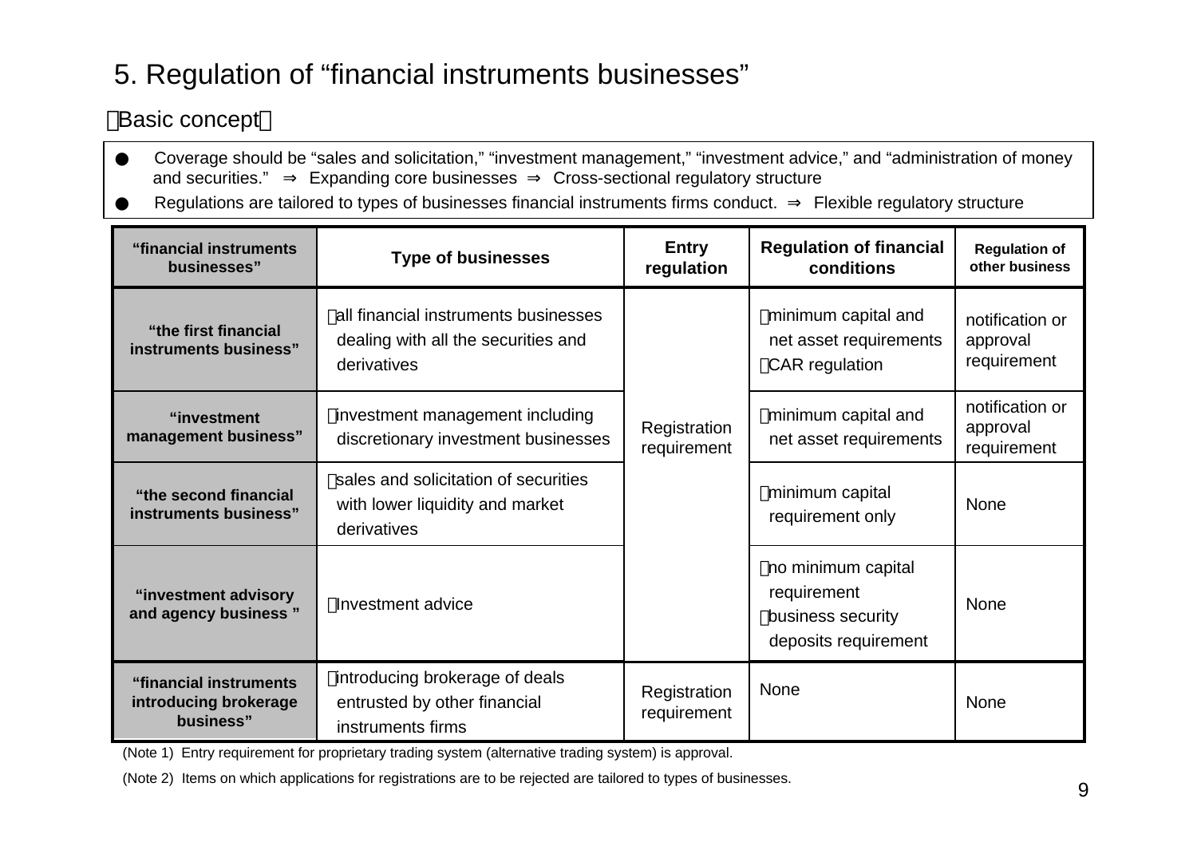# 5. Regulation of “financial instruments businesses”

【Basic concept】

- Coverage should be “sales and solicitation,” “investment management,” “investment advice,” and “administration of money and securities.” ⇒ Expanding core businesses ⇒ Cross-sectional regulatory structure
- Regulations are tailored to types of businesses financial instruments firms conduct. ⇒ Flexible regulatory structure

| “financial instruments businesses” | Type of businesses | Entry regulation | Regulation of financial conditions | Regulation of other business |
|---|---|---|---|---|
| “the first financial instruments business” | ・all financial instruments businesses dealing with all the securities and derivatives | Registration requirement | ・minimum capital and net asset requirements<br>・CAR regulation | notification or approval requirement |
| “investment management business” | ・investment management including discretionary investment businesses | Registration requirement | ・minimum capital and net asset requirements | notification or approval requirement |
| “the second financial instruments business” | ・sales and solicitation of securities with lower liquidity and market derivatives | Registration requirement | ・minimum capital requirement only | None |
| “investment advisory and agency business ” | ・Investment advice | Registration requirement | ・no minimum capital requirement<br>・business security deposits requirement | None |
| “financial instruments introducing brokerage business” | ・introducing brokerage of deals entrusted by other financial instruments firms | Registration requirement | None | None |

(Note 1) Entry requirement for proprietary trading system (alternative trading system) is approval.

(Note 2) Items on which applications for registrations are to be rejected are tailored to types of businesses.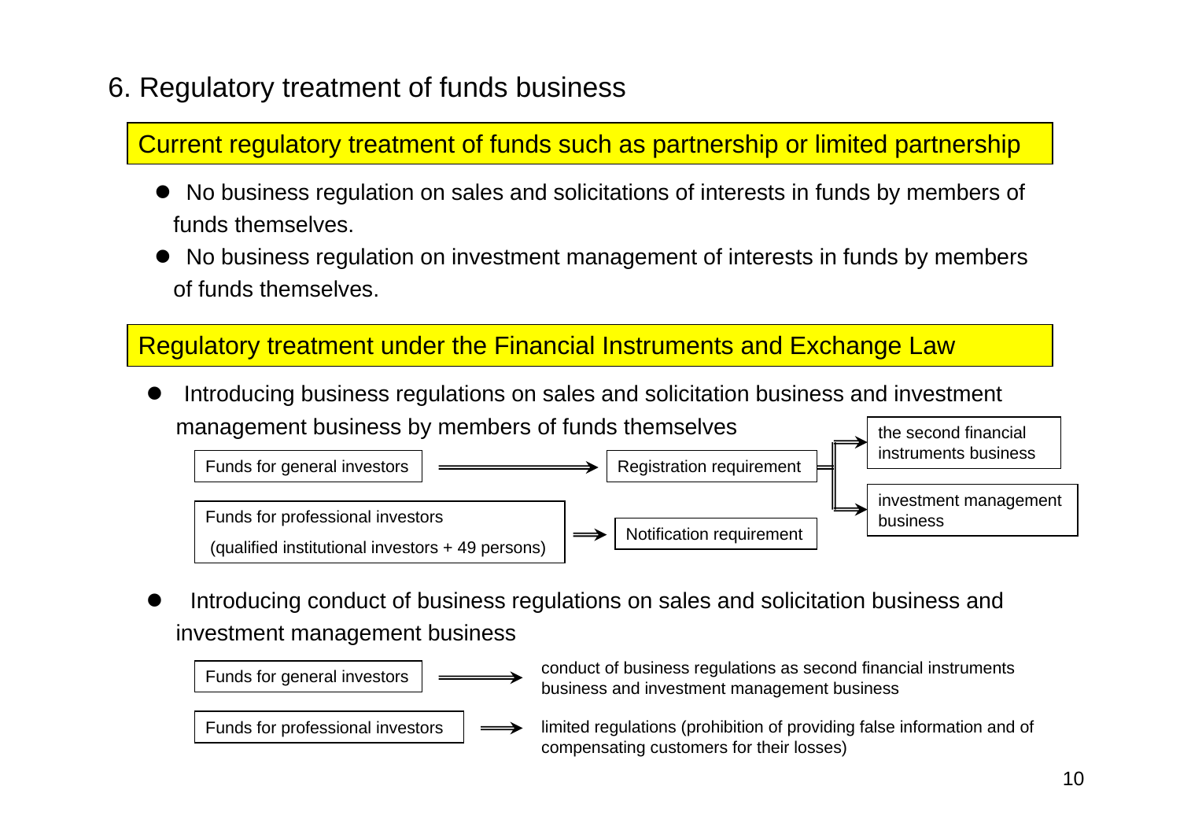# 6. Regulatory treatment of funds business

## Current regulatory treatment of funds such as partnership or limited partnership

- No business regulation on sales and solicitations of interests in funds by members of funds themselves.
- No business regulation on investment management of interests in funds by members of funds themselves.

## Regulatory treatment under the Financial Instruments and Exchange Law

- Introducing business regulations on sales and solicitation business and investment management business by members of funds themselves

| Fund type | Requirement | Applies to |
| --- | --- | --- |
| Funds for general investors | Registration requirement | the second financial instruments business; investment management business |
| Funds for professional investors (qualified institutional investors + 49 persons) | Notification requirement | the second financial instruments business; investment management business |

- Introducing conduct of business regulations on sales and solicitation business and investment management business

| Fund type | Regulations |
| --- | --- |
| Funds for general investors | conduct of business regulations as second financial instruments business and investment management business |
| Funds for professional investors | limited regulations (prohibition of providing false information and of compensating customers for their losses) |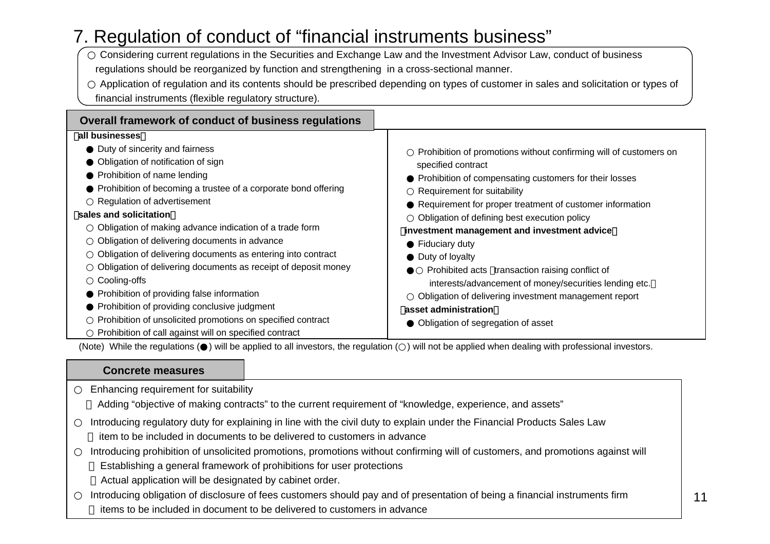# 7. Regulation of conduct of "financial instruments business"

- ○ Considering current regulations in the Securities and Exchange Law and the Investment Advisor Law, conduct of business regulations should be reorganized by function and strengthening in a cross-sectional manner.
- ○ Application of regulation and its contents should be prescribed depending on types of customer in sales and solicitation or types of financial instruments (flexible regulatory structure).

## Overall framework of conduct of business regulations

**【all businesses】**

- ● Duty of sincerity and fairness
- ● Obligation of notification of sign
- ● Prohibition of name lending
- ● Prohibition of becoming a trustee of a corporate bond offering
- ○ Regulation of advertisement

**【sales and solicitation】**

- ○ Obligation of making advance indication of a trade form
- ○ Obligation of delivering documents in advance
- ○ Obligation of delivering documents as entering into contract
- ○ Obligation of delivering documents as receipt of deposit money
- ○ Cooling-offs
- ● Prohibition of providing false information
- ● Prohibition of providing conclusive judgment
- ○ Prohibition of unsolicited promotions on specified contract
- ○ Prohibition of call against will on specified contract
- ○ Prohibition of promotions without confirming will of customers on specified contract
- ● Prohibition of compensating customers for their losses
- ○ Requirement for suitability
- ● Requirement for proper treatment of customer information
- ○ Obligation of defining best execution policy

**【investment management and investment advice】**

- ● Fiduciary duty
- ● Duty of loyalty
- ●○ Prohibited acts（transaction raising conflict of interests/advancement of money/securities lending etc.）
- ○ Obligation of delivering investment management report

**【asset administration】**

- ● Obligation of segregation of asset

(Note) While the regulations (●) will be applied to all investors, the regulation (○) will not be applied when dealing with professional investors.

## Concrete measures

- ○ Enhancing requirement for suitability
  - ・ Adding "objective of making contracts" to the current requirement of "knowledge, experience, and assets"
- ○ Introducing regulatory duty for explaining in line with the civil duty to explain under the Financial Products Sales Law
  - ・ item to be included in documents to be delivered to customers in advance
- ○ Introducing prohibition of unsolicited promotions, promotions without confirming will of customers, and promotions against will
  - ・ Establishing a general framework of prohibitions for user protections
  - ・ Actual application will be designated by cabinet order.
- ○ Introducing obligation of disclosure of fees customers should pay and of presentation of being a financial instruments firm
  - ・ items to be included in document to be delivered to customers in advance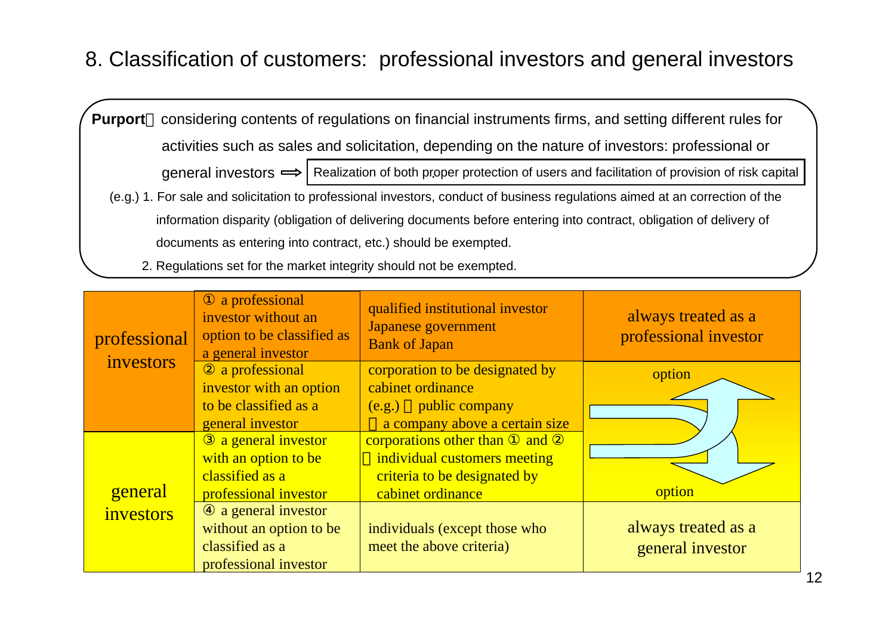# 8. Classification of customers: professional investors and general investors

**Purport**： considering contents of regulations on financial instruments firms, and setting different rules for activities such as sales and solicitation, depending on the nature of investors: professional or general investors ⟹ Realization of both proper protection of users and facilitation of provision of risk capital

(e.g.) 1. For sale and solicitation to professional investors, conduct of business regulations aimed at an correction of the information disparity (obligation of delivering documents before entering into contract, obligation of delivery of documents as entering into contract, etc.) should be exempted.

2. Regulations set for the market integrity should not be exempted.

| | | | |
|---|---|---|---|
| professional investors | ① a professional investor without an option to be classified as a general investor | qualified institutional investor<br>Japanese government<br>Bank of Japan | always treated as a professional investor |
| | ② a professional investor with an option to be classified as a general investor | corporation to be designated by cabinet ordinance<br>(e.g.) ・public company<br>・a company above a certain size | option |
| general investors | ③ a general investor with an option to be classified as a professional investor | corporations other than ① and ②<br>・individual customers meeting criteria to be designated by cabinet ordinance | option |
| | ④ a general investor without an option to be classified as a professional investor | individuals (except those who meet the above criteria) | always treated as a general investor |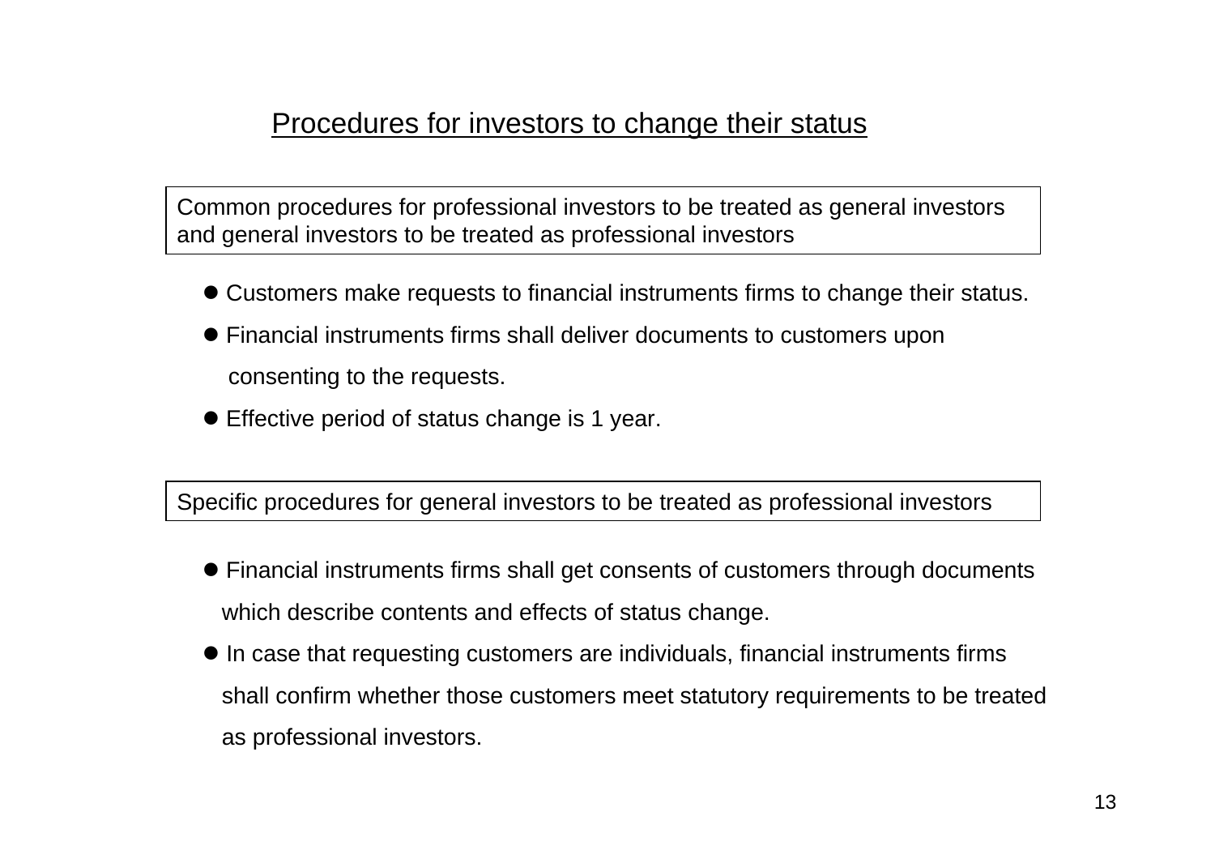# Procedures for investors to change their status

## Common procedures for professional investors to be treated as general investors and general investors to be treated as professional investors

- Customers make requests to financial instruments firms to change their status.
- Financial instruments firms shall deliver documents to customers upon consenting to the requests.
- Effective period of status change is 1 year.

## Specific procedures for general investors to be treated as professional investors

- Financial instruments firms shall get consents of customers through documents which describe contents and effects of status change.
- In case that requesting customers are individuals, financial instruments firms shall confirm whether those customers meet statutory requirements to be treated as professional investors.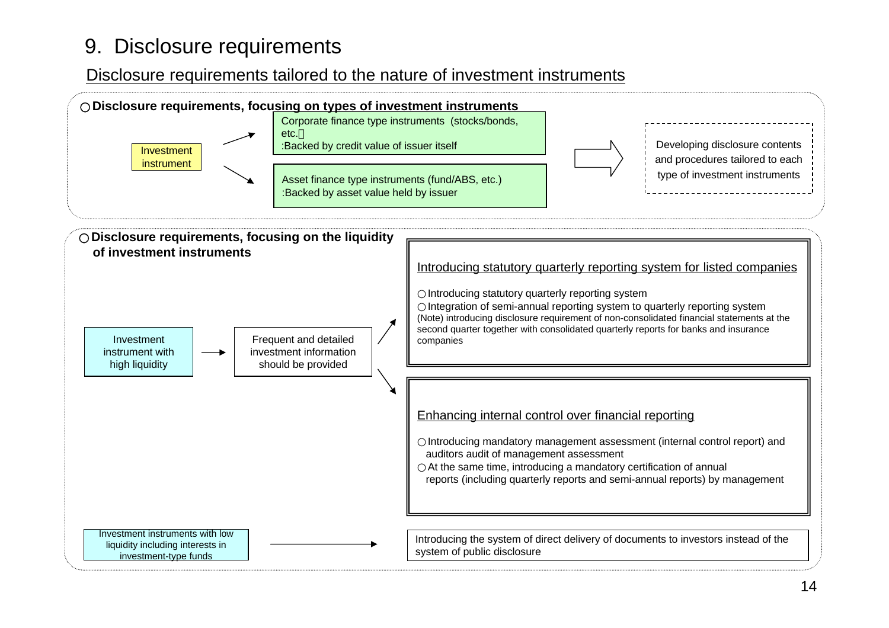# 9. Disclosure requirements

## Disclosure requirements tailored to the nature of investment instruments

○ **Disclosure requirements, focusing on types of investment instruments**

Investment instrument

- Corporate finance type instruments (stocks/bonds, etc.）
  :Backed by credit value of issuer itself
- Asset finance type instruments (fund/ABS, etc.)
  :Backed by asset value held by issuer

⇒ Developing disclosure contents and procedures tailored to each type of investment instruments

○ **Disclosure requirements, focusing on the liquidity of investment instruments**

Investment instrument with high liquidity → Frequent and detailed investment information should be provided

**Introducing statutory quarterly reporting system for listed companies**

○ Introducing statutory quarterly reporting system
○ Integration of semi-annual reporting system to quarterly reporting system
(Note) introducing disclosure requirement of non-consolidated financial statements at the second quarter together with consolidated quarterly reports for banks and insurance companies

**Enhancing internal control over financial reporting**

○ Introducing mandatory management assessment (internal control report) and auditors audit of management assessment
○ At the same time, introducing a mandatory certification of annual reports (including quarterly reports and semi-annual reports) by management

Investment instruments with low liquidity including interests in investment-type funds → Introducing the system of direct delivery of documents to investors instead of the system of public disclosure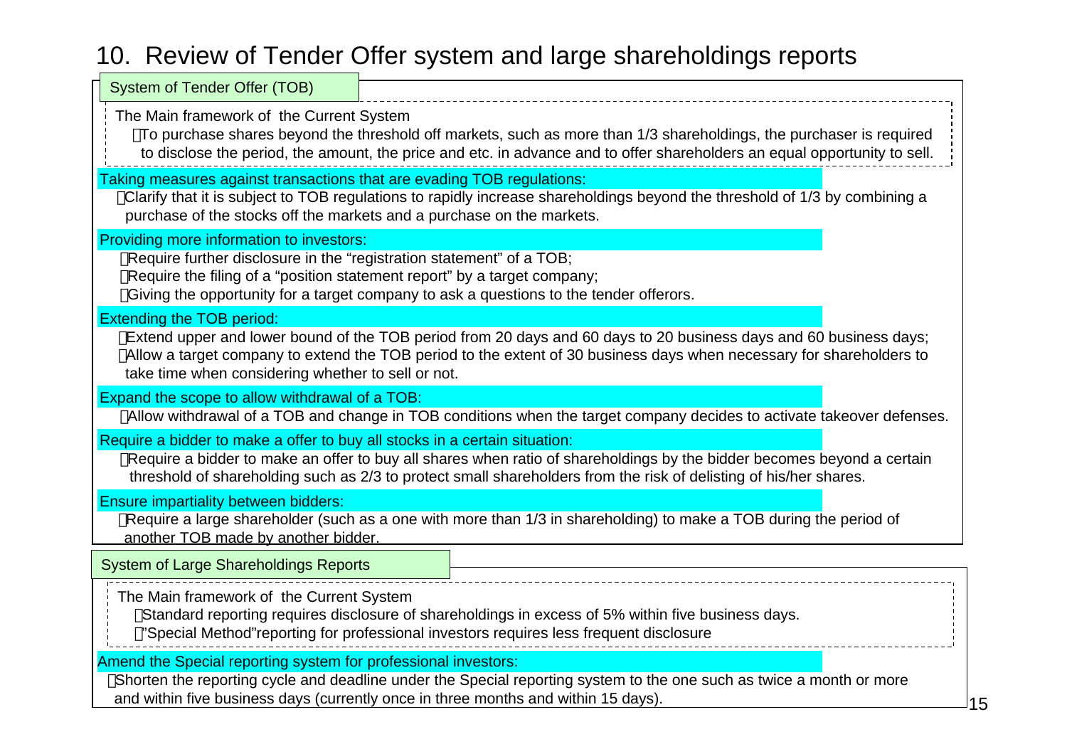# 10. Review of Tender Offer system and large shareholdings reports

## System of Tender Offer (TOB)

The Main framework of the Current System

- To purchase shares beyond the threshold off markets, such as more than 1/3 shareholdings, the purchaser is required to disclose the period, the amount, the price and etc. in advance and to offer shareholders an equal opportunity to sell.

**Taking measures against transactions that are evading TOB regulations:**

- Clarify that it is subject to TOB regulations to rapidly increase shareholdings beyond the threshold of 1/3 by combining a purchase of the stocks off the markets and a purchase on the markets.

**Providing more information to investors:**

- Require further disclosure in the "registration statement" of a TOB;
- Require the filing of a "position statement report" by a target company;
- Giving the opportunity for a target company to ask a questions to the tender offerors.

**Extending the TOB period:**

- Extend upper and lower bound of the TOB period from 20 days and 60 days to 20 business days and 60 business days;
- Allow a target company to extend the TOB period to the extent of 30 business days when necessary for shareholders to take time when considering whether to sell or not.

**Expand the scope to allow withdrawal of a TOB:**

- Allow withdrawal of a TOB and change in TOB conditions when the target company decides to activate takeover defenses.

**Require a bidder to make a offer to buy all stocks in a certain situation:**

- Require a bidder to make an offer to buy all shares when ratio of shareholdings by the bidder becomes beyond a certain threshold of shareholding such as 2/3 to protect small shareholders from the risk of delisting of his/her shares.

**Ensure impartiality between bidders:**

- Require a large shareholder (such as a one with more than 1/3 in shareholding) to make a TOB during the period of another TOB made by another bidder.

## System of Large Shareholdings Reports

The Main framework of the Current System

- Standard reporting requires disclosure of shareholdings in excess of 5% within five business days.
- "Special Method"reporting for professional investors requires less frequent disclosure

**Amend the Special reporting system for professional investors:**

- Shorten the reporting cycle and deadline under the Special reporting system to the one such as twice a month or more and within five business days (currently once in three months and within 15 days).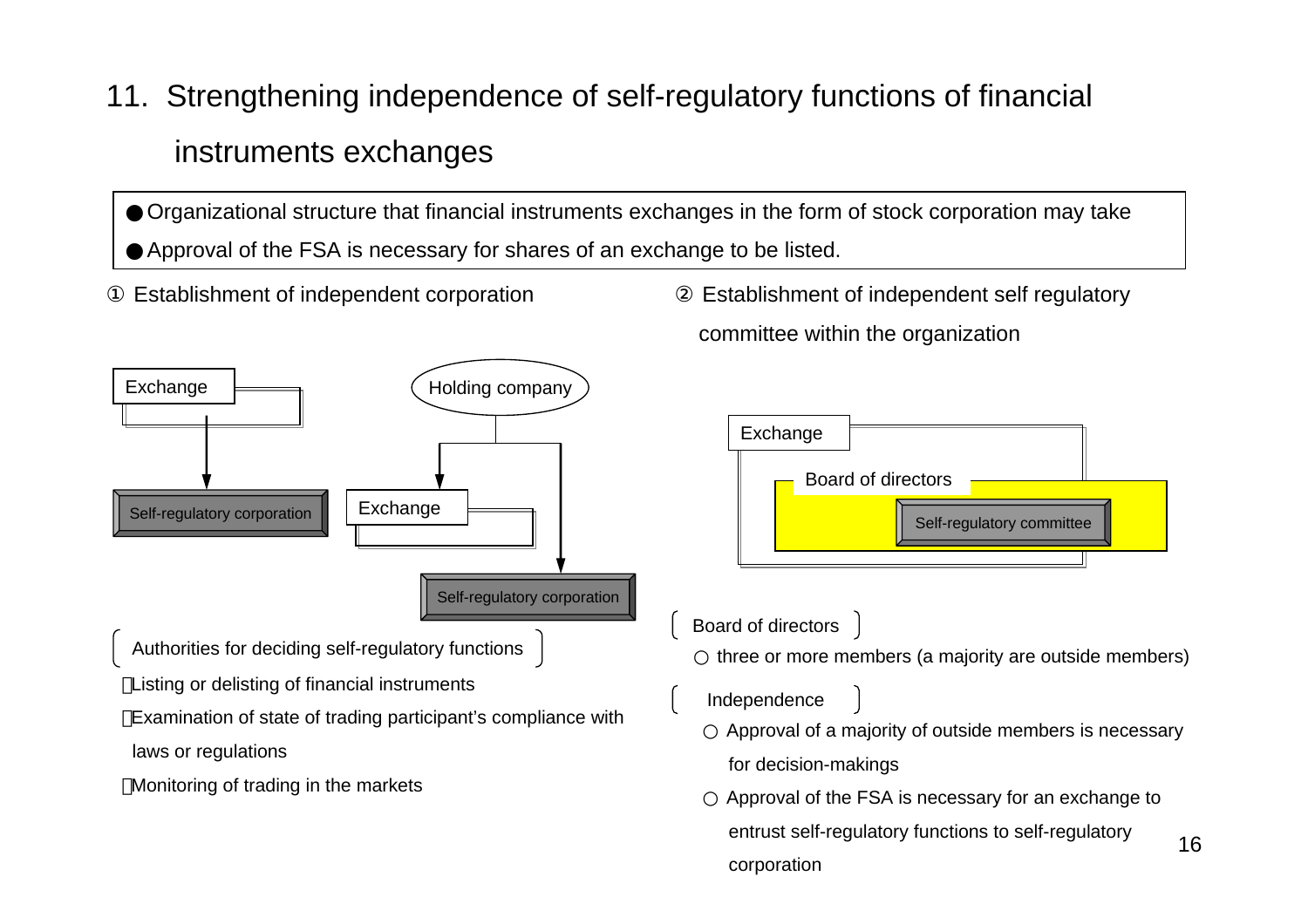# 11. Strengthening independence of self-regulatory functions of financial instruments exchanges

- Organizational structure that financial instruments exchanges in the form of stock corporation may take
- Approval of the FSA is necessary for shares of an exchange to be listed.

① Establishment of independent corporation

Exchange → Self-regulatory corporation

Holding company → Exchange; Holding company → Self-regulatory corporation

〔 Authorities for deciding self-regulatory functions 〕

- Listing or delisting of financial instruments
- Examination of state of trading participant's compliance with laws or regulations
- Monitoring of trading in the markets

② Establishment of independent self regulatory committee within the organization

Exchange — Board of directors — Self-regulatory committee

〔 Board of directors 〕

○ three or more members (a majority are outside members)

〔 Independence 〕

○ Approval of a majority of outside members is necessary for decision-makings

○ Approval of the FSA is necessary for an exchange to entrust self-regulatory functions to self-regulatory corporation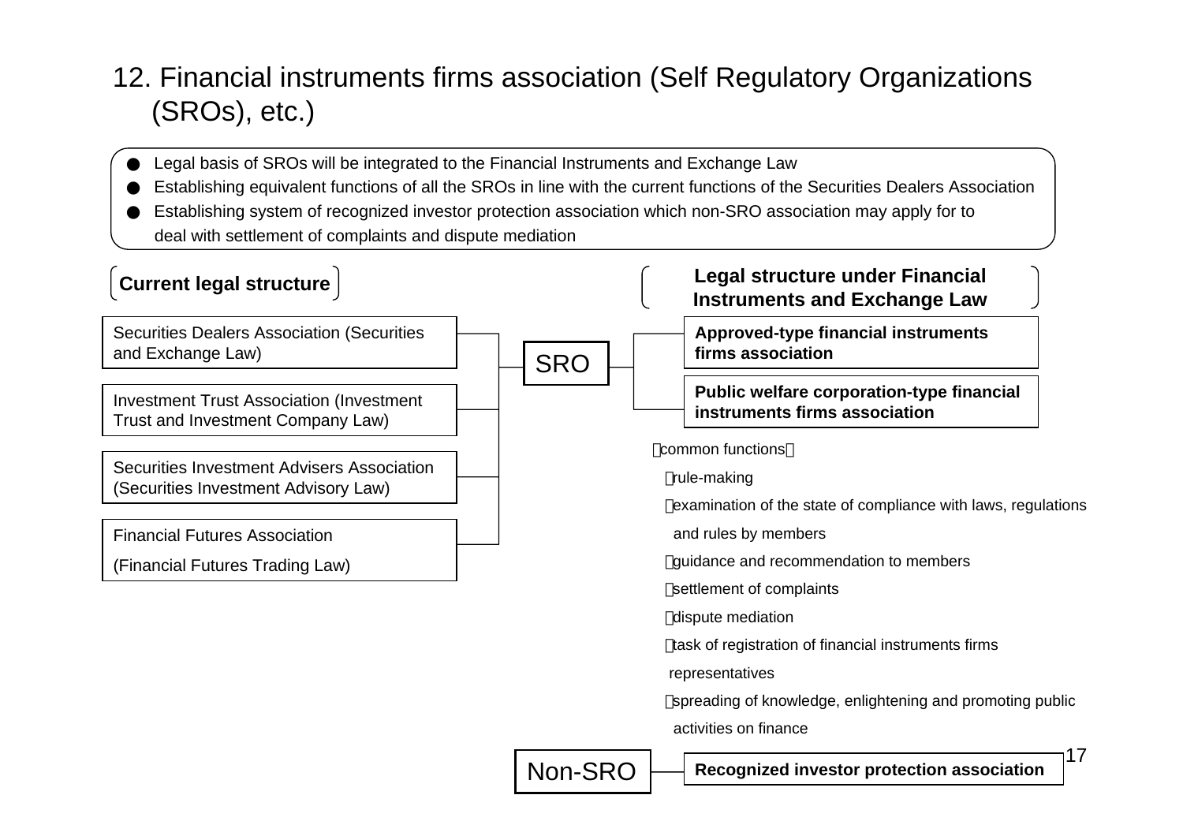# 12. Financial instruments firms association (Self Regulatory Organizations (SROs), etc.)

- Legal basis of SROs will be integrated to the Financial Instruments and Exchange Law
- Establishing equivalent functions of all the SROs in line with the current functions of the Securities Dealers Association
- Establishing system of recognized investor protection association which non-SRO association may apply for to deal with settlement of complaints and dispute mediation

**Current legal structure**

- Securities Dealers Association (Securities and Exchange Law)
- Investment Trust Association (Investment Trust and Investment Company Law)
- Securities Investment Advisers Association (Securities Investment Advisory Law)
- Financial Futures Association (Financial Futures Trading Law)

SRO

**Legal structure under Financial Instruments and Exchange Law**

- **Approved-type financial instruments firms association**
- **Public welfare corporation-type financial instruments firms association**

［common functions］

- rule-making
- examination of the state of compliance with laws, regulations and rules by members
- guidance and recommendation to members
- settlement of complaints
- dispute mediation
- task of registration of financial instruments firms representatives
- spreading of knowledge, enlightening and promoting public activities on finance

Non-SRO — **Recognized investor protection association**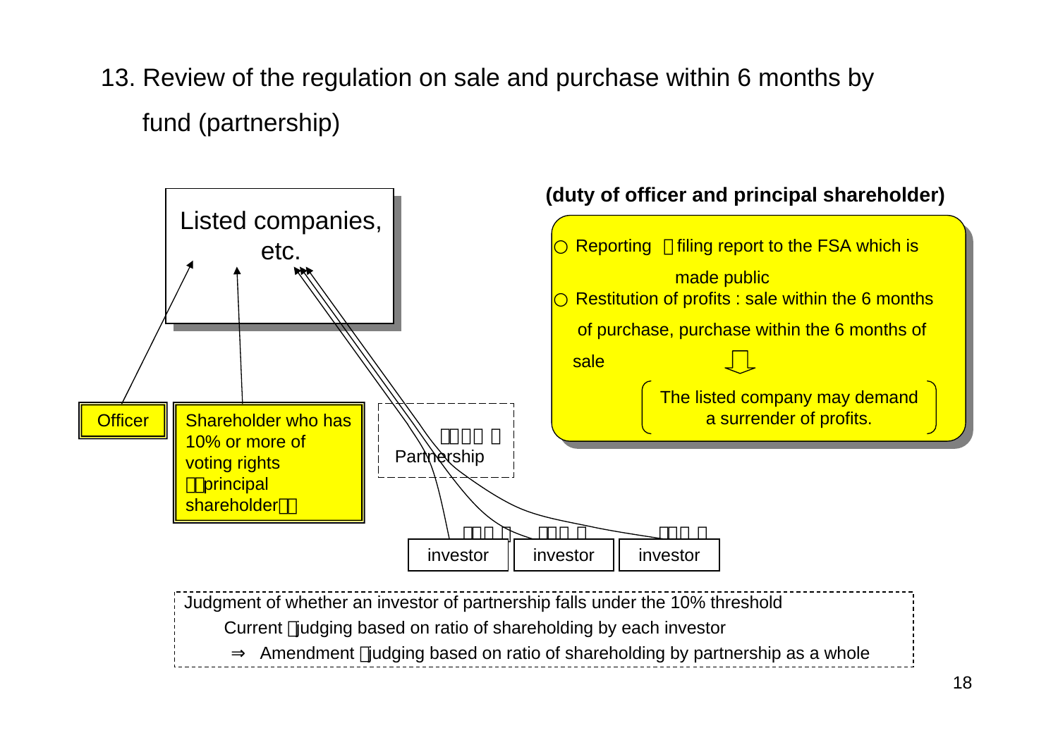## 13. Review of the regulation on sale and purchase within 6 months by fund (partnership)

Listed companies, etc.

Officer

Shareholder who has 10% or more of voting rights （principal shareholder）

Partnership

investor

investor

investor

**(duty of officer and principal shareholder)**

- ○ Reporting ：filing report to the FSA which is made public
- ○ Restitution of profits : sale within the 6 months of purchase, purchase within the 6 months of sale

⇩

The listed company may demand a surrender of profits.

Judgment of whether an investor of partnership falls under the 10% threshold

Current ：judging based on ratio of shareholding by each investor

⇒ Amendment ：judging based on ratio of shareholding by partnership as a whole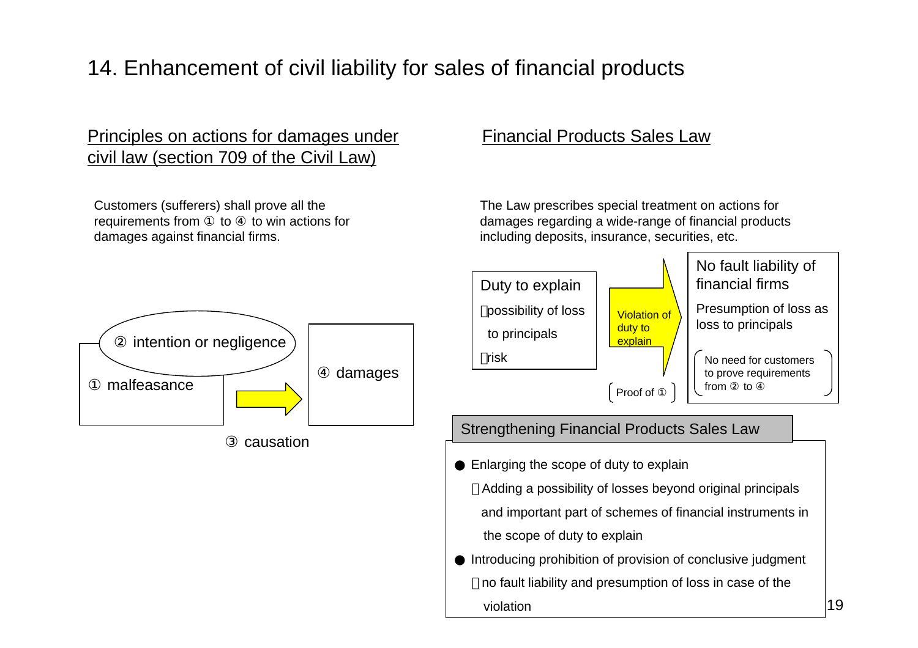# 14. Enhancement of civil liability for sales of financial products

## Principles on actions for damages under civil law (section 709 of the Civil Law)

Customers (sufferers) shall prove all the requirements from ① to ④ to win actions for damages against financial firms.

② intention or negligence

① malfeasance

④ damages

③ causation

## Financial Products Sales Law

The Law prescribes special treatment on actions for damages regarding a wide-range of financial products including deposits, insurance, securities, etc.

**Duty to explain**

- possibility of loss to principals
- risk

Violation of duty to explain

(Proof of ①)

**No fault liability of financial firms**

Presumption of loss as loss to principals

(No need for customers to prove requirements from ② to ④)

### Strengthening Financial Products Sales Law

- Enlarging the scope of duty to explain
  - Adding a possibility of losses beyond original principals and important part of schemes of financial instruments in the scope of duty to explain
- Introducing prohibition of provision of conclusive judgment
  - no fault liability and presumption of loss in case of the violation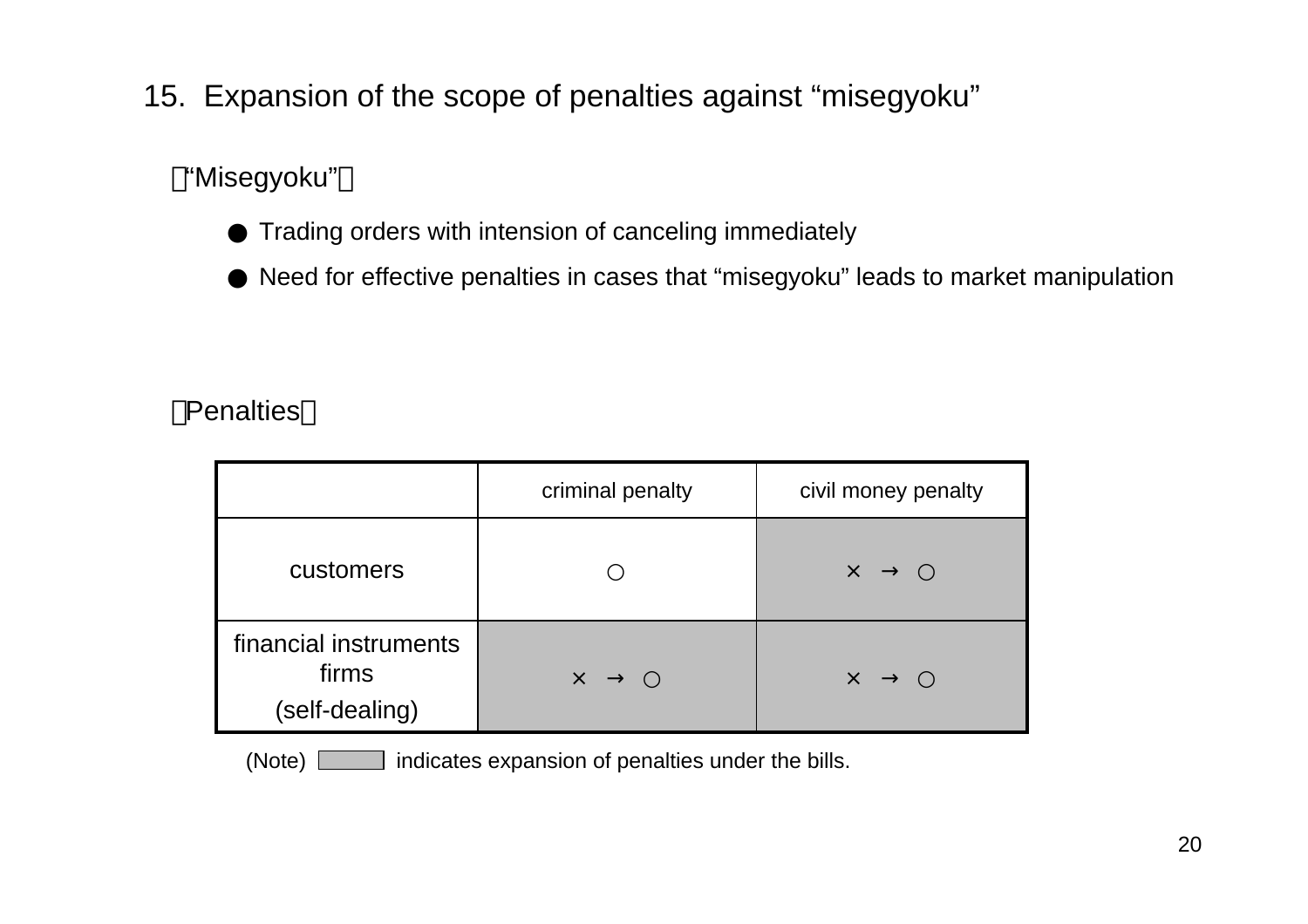## 15. Expansion of the scope of penalties against "misegyoku"

【"Misegyoku"】

- Trading orders with intension of canceling immediately
- Need for effective penalties in cases that "misegyoku" leads to market manipulation

【Penalties】

| | criminal penalty | civil money penalty |
|---|---|---|
| customers | ○ | × → ○ |
| financial instruments firms (self-dealing) | × → ○ | × → ○ |

(Note) [shaded] indicates expansion of penalties under the bills.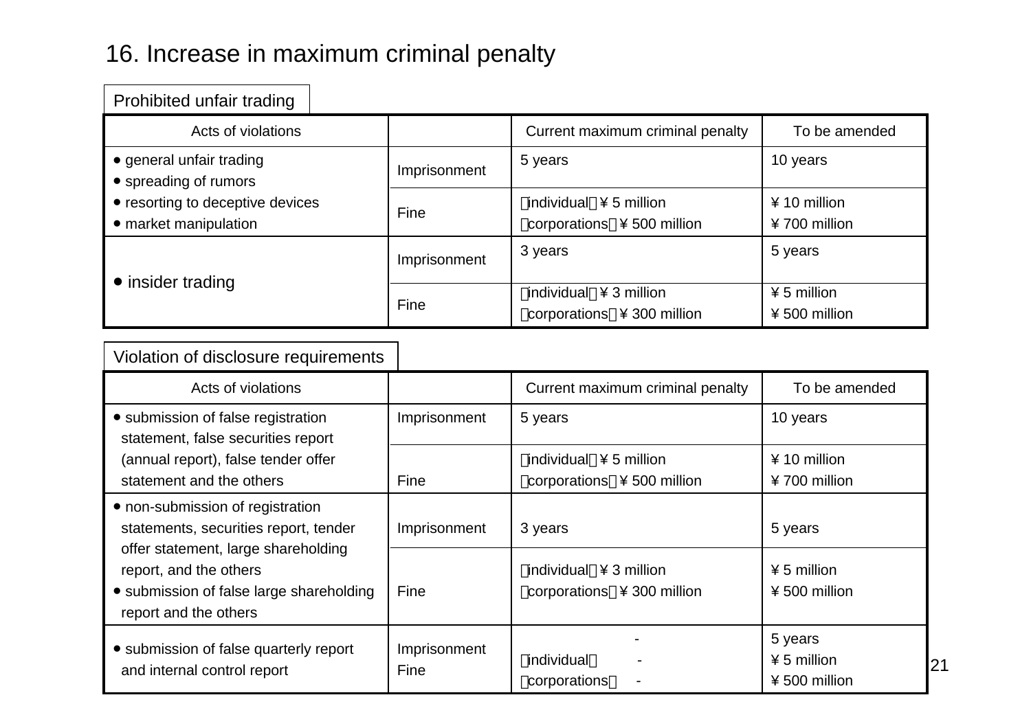# 16. Increase in maximum criminal penalty

Prohibited unfair trading

| Acts of violations | | Current maximum criminal penalty | To be amended |
|---|---|---|---|
| ● general unfair trading<br>● spreading of rumors<br>● resorting to deceptive devices<br>● market manipulation | Imprisonment | 5 years | 10 years |
| | Fine | （individual）¥ 5 million<br>（corporations）¥ 500 million | ¥ 10 million<br>¥ 700 million |
| ● insider trading | Imprisonment | 3 years | 5 years |
| | Fine | （individual）¥ 3 million<br>（corporations）¥ 300 million | ¥ 5 million<br>¥ 500 million |

Violation of disclosure requirements

| Acts of violations | | Current maximum criminal penalty | To be amended |
|---|---|---|---|
| ● submission of false registration statement, false securities report (annual report), false tender offer statement and the others | Imprisonment | 5 years | 10 years |
| | Fine | （individual）¥ 5 million<br>（corporations）¥ 500 million | ¥ 10 million<br>¥ 700 million |
| ● non-submission of registration statements, securities report, tender offer statement, large shareholding report, and the others<br>● submission of false large shareholding report and the others | Imprisonment | 3 years | 5 years |
| | Fine | （individual）¥ 3 million<br>（corporations）¥ 300 million | ¥ 5 million<br>¥ 500 million |
| ● submission of false quarterly report and internal control report | Imprisonment<br>Fine | -<br>（individual） -<br>（corporations） - | 5 years<br>¥ 5 million<br>¥ 500 million |